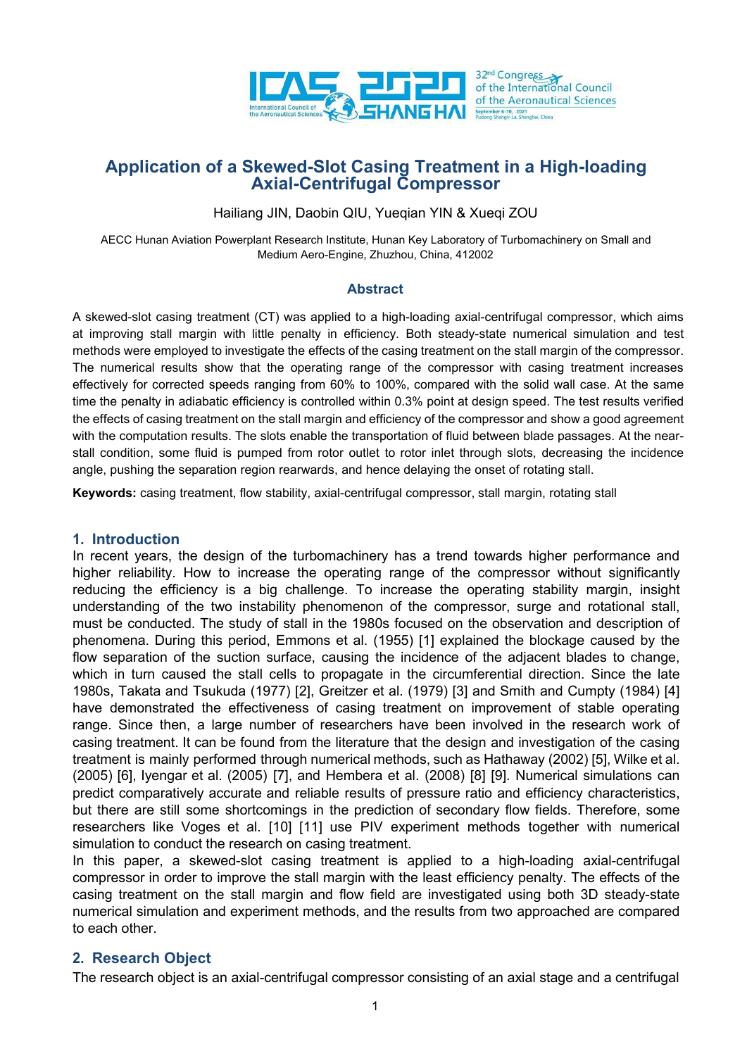# Application of a Skewed-Slot Casing Treatment in a High-loading Axial-Centrifugal Compressor

Hailiang JIN, Daobin QIU, Yueqian YIN & Xueqi ZOU

AECC Hunan Aviation Powerplant Research Institute, Hunan Key Laboratory of Turbomachinery on Small and Medium Aero-Engine, Zhuzhou, China, 412002

## Abstract

A skewed-slot casing treatment (CT) was applied to a high-loading axial-centrifugal compressor, which aims at improving stall margin with little penalty in efficiency. Both steady-state numerical simulation and test methods were employed to investigate the effects of the casing treatment on the stall margin of the compressor. The numerical results show that the operating range of the compressor with casing treatment increases effectively for corrected speeds ranging from 60% to 100%, compared with the solid wall case. At the same time the penalty in adiabatic efficiency is controlled within 0.3% point at design speed. The test results verified the effects of casing treatment on the stall margin and efficiency of the compressor and show a good agreement with the computation results. The slots enable the transportation of fluid between blade passages. At the near-stall condition, some fluid is pumped from rotor outlet to rotor inlet through slots, decreasing the incidence angle, pushing the separation region rearwards, and hence delaying the onset of rotating stall.

**Keywords:** casing treatment, flow stability, axial-centrifugal compressor, stall margin, rotating stall

## 1. Introduction

In recent years, the design of the turbomachinery has a trend towards higher performance and higher reliability. How to increase the operating range of the compressor without significantly reducing the efficiency is a big challenge. To increase the operating stability margin, insight understanding of the two instability phenomenon of the compressor, surge and rotational stall, must be conducted. The study of stall in the 1980s focused on the observation and description of phenomena. During this period, Emmons et al. (1955) [1] explained the blockage caused by the flow separation of the suction surface, causing the incidence of the adjacent blades to change, which in turn caused the stall cells to propagate in the circumferential direction. Since the late 1980s, Takata and Tsukuda (1977) [2], Greitzer et al. (1979) [3] and Smith and Cumpty (1984) [4] have demonstrated the effectiveness of casing treatment on improvement of stable operating range. Since then, a large number of researchers have been involved in the research work of casing treatment. It can be found from the literature that the design and investigation of the casing treatment is mainly performed through numerical methods, such as Hathaway (2002) [5], Wilke et al. (2005) [6], Iyengar et al. (2005) [7], and Hembera et al. (2008) [8] [9]. Numerical simulations can predict comparatively accurate and reliable results of pressure ratio and efficiency characteristics, but there are still some shortcomings in the prediction of secondary flow fields. Therefore, some researchers like Voges et al. [10] [11] use PIV experiment methods together with numerical simulation to conduct the research on casing treatment.

In this paper, a skewed-slot casing treatment is applied to a high-loading axial-centrifugal compressor in order to improve the stall margin with the least efficiency penalty. The effects of the casing treatment on the stall margin and flow field are investigated using both 3D steady-state numerical simulation and experiment methods, and the results from two approached are compared to each other.

## 2. Research Object

The research object is an axial-centrifugal compressor consisting of an axial stage and a centrifugal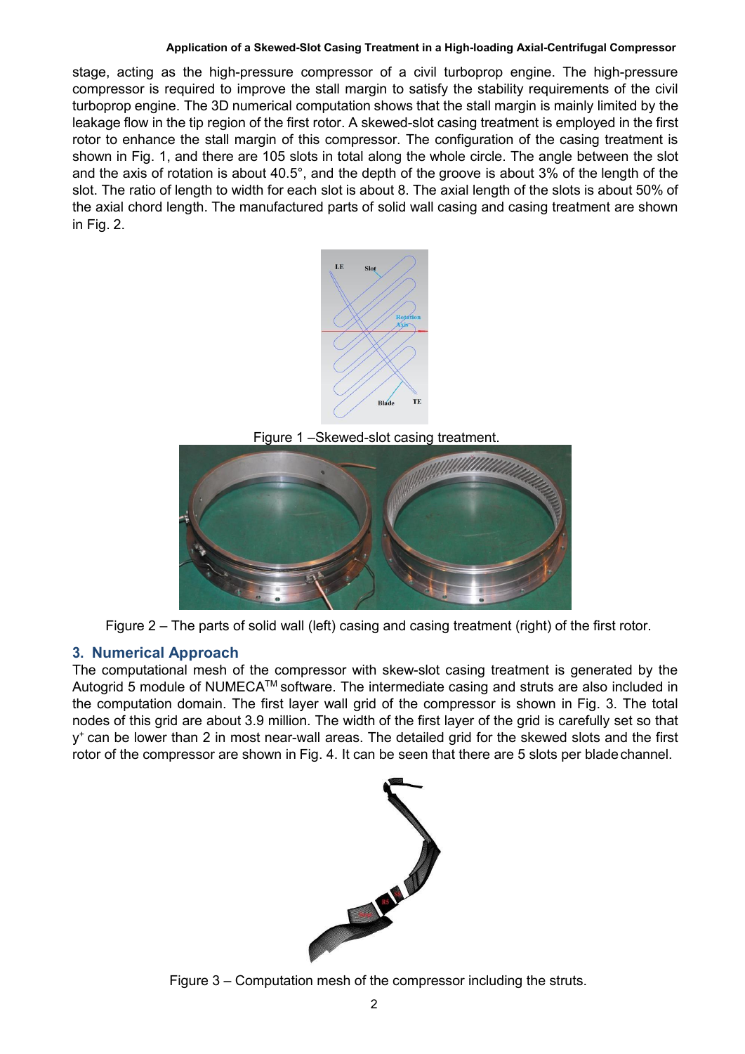stage, acting as the high-pressure compressor of a civil turboprop engine. The high-pressure compressor is required to improve the stall margin to satisfy the stability requirements of the civil turboprop engine. The 3D numerical computation shows that the stall margin is mainly limited by the leakage flow in the tip region of the first rotor. A skewed-slot casing treatment is employed in the first rotor to enhance the stall margin of this compressor. The configuration of the casing treatment is shown in Fig. 1, and there are 105 slots in total along the whole circle. The angle between the slot and the axis of rotation is about 40.5°, and the depth of the groove is about 3% of the length of the slot. The ratio of length to width for each slot is about 8. The axial length of the slots is about 50% of the axial chord length. The manufactured parts of solid wall casing and casing treatment are shown in Fig. 2.

Figure 1 –Skewed-slot casing treatment.

Figure 2 – The parts of solid wall (left) casing and casing treatment (right) of the first rotor.

## 3. Numerical Approach

The computational mesh of the compressor with skew-slot casing treatment is generated by the Autogrid 5 module of NUMECA™ software. The intermediate casing and struts are also included in the computation domain. The first layer wall grid of the compressor is shown in Fig. 3. The total nodes of this grid are about 3.9 million. The width of the first layer of the grid is carefully set so that $y^+$ can be lower than 2 in most near-wall areas. The detailed grid for the skewed slots and the first rotor of the compressor are shown in Fig. 4. It can be seen that there are 5 slots per blade channel.

Figure 3 – Computation mesh of the compressor including the struts.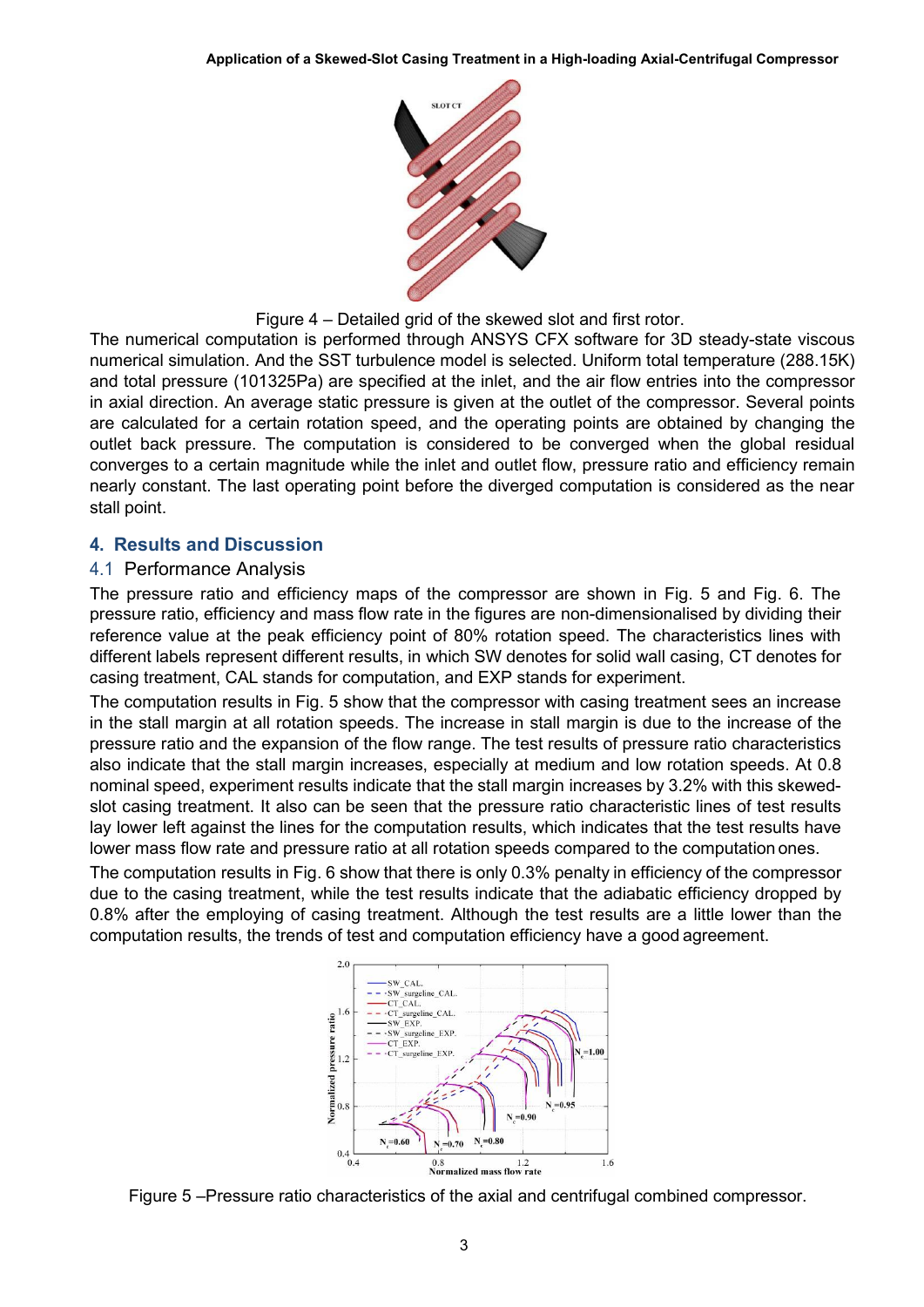Figure 4 – Detailed grid of the skewed slot and first rotor.

The numerical computation is performed through ANSYS CFX software for 3D steady-state viscous numerical simulation. And the SST turbulence model is selected. Uniform total temperature (288.15K) and total pressure (101325Pa) are specified at the inlet, and the air flow entries into the compressor in axial direction. An average static pressure is given at the outlet of the compressor. Several points are calculated for a certain rotation speed, and the operating points are obtained by changing the outlet back pressure. The computation is considered to be converged when the global residual converges to a certain magnitude while the inlet and outlet flow, pressure ratio and efficiency remain nearly constant. The last operating point before the diverged computation is considered as the near stall point.

## 4. Results and Discussion

### 4.1 Performance Analysis

The pressure ratio and efficiency maps of the compressor are shown in Fig. 5 and Fig. 6. The pressure ratio, efficiency and mass flow rate in the figures are non-dimensionalised by dividing their reference value at the peak efficiency point of 80% rotation speed. The characteristics lines with different labels represent different results, in which SW denotes for solid wall casing, CT denotes for casing treatment, CAL stands for computation, and EXP stands for experiment.

The computation results in Fig. 5 show that the compressor with casing treatment sees an increase in the stall margin at all rotation speeds. The increase in stall margin is due to the increase of the pressure ratio and the expansion of the flow range. The test results of pressure ratio characteristics also indicate that the stall margin increases, especially at medium and low rotation speeds. At 0.8 nominal speed, experiment results indicate that the stall margin increases by 3.2% with this skewed-slot casing treatment. It also can be seen that the pressure ratio characteristic lines of test results lay lower left against the lines for the computation results, which indicates that the test results have lower mass flow rate and pressure ratio at all rotation speeds compared to the computation ones.

The computation results in Fig. 6 show that there is only 0.3% penalty in efficiency of the compressor due to the casing treatment, while the test results indicate that the adiabatic efficiency dropped by 0.8% after the employing of casing treatment. Although the test results are a little lower than the computation results, the trends of test and computation efficiency have a good agreement.

Figure 5 –Pressure ratio characteristics of the axial and centrifugal combined compressor.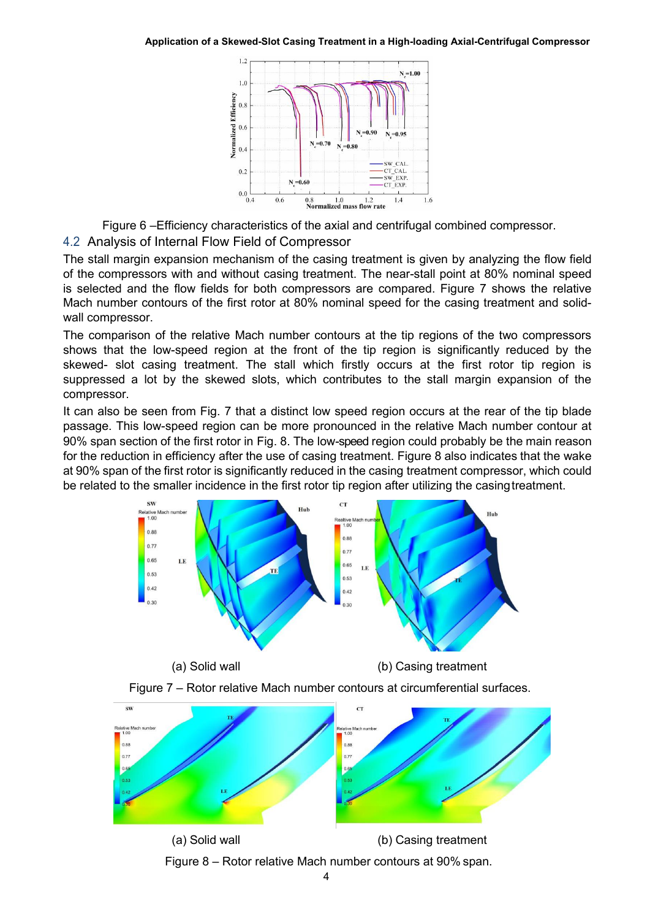Figure 6 –Efficiency characteristics of the axial and centrifugal combined compressor.

## 4.2 Analysis of Internal Flow Field of Compressor

The stall margin expansion mechanism of the casing treatment is given by analyzing the flow field of the compressors with and without casing treatment. The near-stall point at 80% nominal speed is selected and the flow fields for both compressors are compared. Figure 7 shows the relative Mach number contours of the first rotor at 80% nominal speed for the casing treatment and solid-wall compressor.

The comparison of the relative Mach number contours at the tip regions of the two compressors shows that the low-speed region at the front of the tip region is significantly reduced by the skewed- slot casing treatment. The stall which firstly occurs at the first rotor tip region is suppressed a lot by the skewed slots, which contributes to the stall margin expansion of the compressor.

It can also be seen from Fig. 7 that a distinct low speed region occurs at the rear of the tip blade passage. This low-speed region can be more pronounced in the relative Mach number contour at 90% span section of the first rotor in Fig. 8. The low-speed region could probably be the main reason for the reduction in efficiency after the use of casing treatment. Figure 8 also indicates that the wake at 90% span of the first rotor is significantly reduced in the casing treatment compressor, which could be related to the smaller incidence in the first rotor tip region after utilizing the casing treatment.

(a) Solid wall (b) Casing treatment

Figure 7 – Rotor relative Mach number contours at circumferential surfaces.

(a) Solid wall (b) Casing treatment

Figure 8 – Rotor relative Mach number contours at 90% span.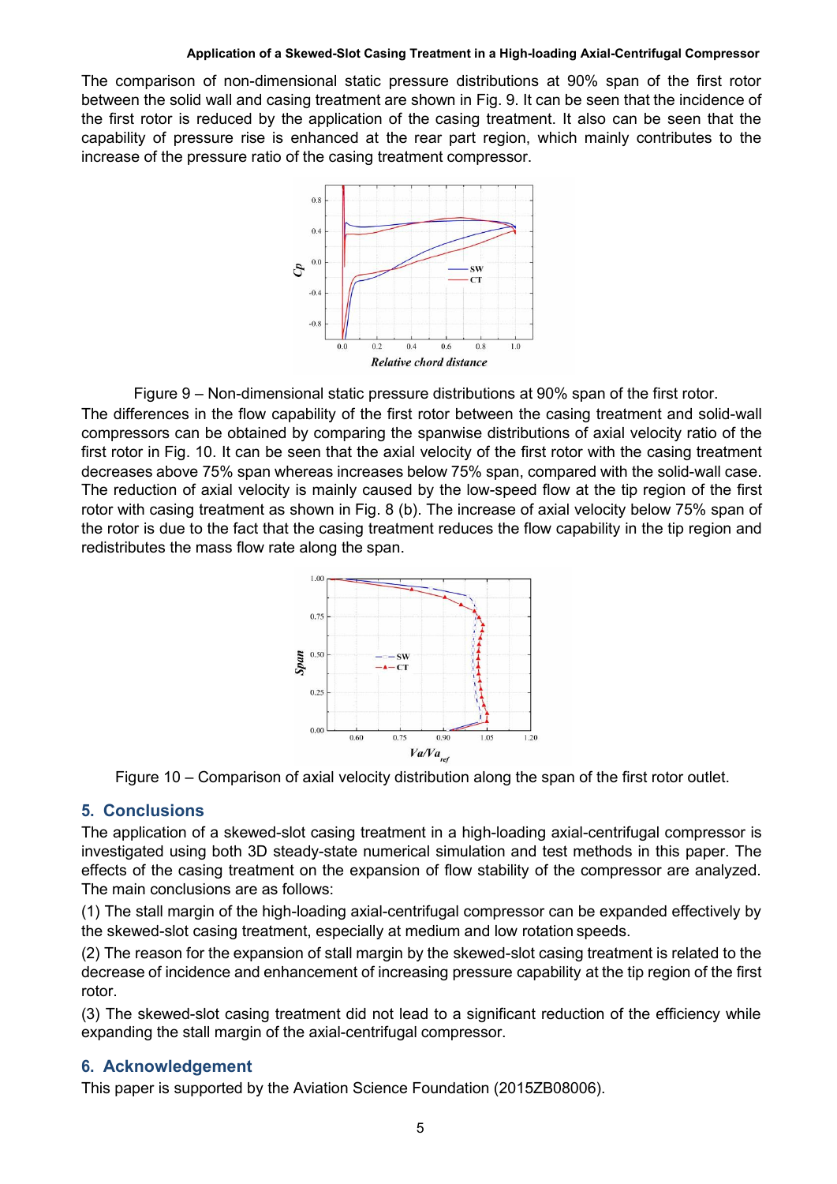The comparison of non-dimensional static pressure distributions at 90% span of the first rotor between the solid wall and casing treatment are shown in Fig. 9. It can be seen that the incidence of the first rotor is reduced by the application of the casing treatment. It also can be seen that the capability of pressure rise is enhanced at the rear part region, which mainly contributes to the increase of the pressure ratio of the casing treatment compressor.

Figure 9 – Non-dimensional static pressure distributions at 90% span of the first rotor.

The differences in the flow capability of the first rotor between the casing treatment and solid-wall compressors can be obtained by comparing the spanwise distributions of axial velocity ratio of the first rotor in Fig. 10. It can be seen that the axial velocity of the first rotor with the casing treatment decreases above 75% span whereas increases below 75% span, compared with the solid-wall case. The reduction of axial velocity is mainly caused by the low-speed flow at the tip region of the first rotor with casing treatment as shown in Fig. 8 (b). The increase of axial velocity below 75% span of the rotor is due to the fact that the casing treatment reduces the flow capability in the tip region and redistributes the mass flow rate along the span.

Figure 10 – Comparison of axial velocity distribution along the span of the first rotor outlet.

## 5. Conclusions

The application of a skewed-slot casing treatment in a high-loading axial-centrifugal compressor is investigated using both 3D steady-state numerical simulation and test methods in this paper. The effects of the casing treatment on the expansion of flow stability of the compressor are analyzed. The main conclusions are as follows:

(1) The stall margin of the high-loading axial-centrifugal compressor can be expanded effectively by the skewed-slot casing treatment, especially at medium and low rotation speeds.

(2) The reason for the expansion of stall margin by the skewed-slot casing treatment is related to the decrease of incidence and enhancement of increasing pressure capability at the tip region of the first rotor.

(3) The skewed-slot casing treatment did not lead to a significant reduction of the efficiency while expanding the stall margin of the axial-centrifugal compressor.

## 6. Acknowledgement

This paper is supported by the Aviation Science Foundation (2015ZB08006).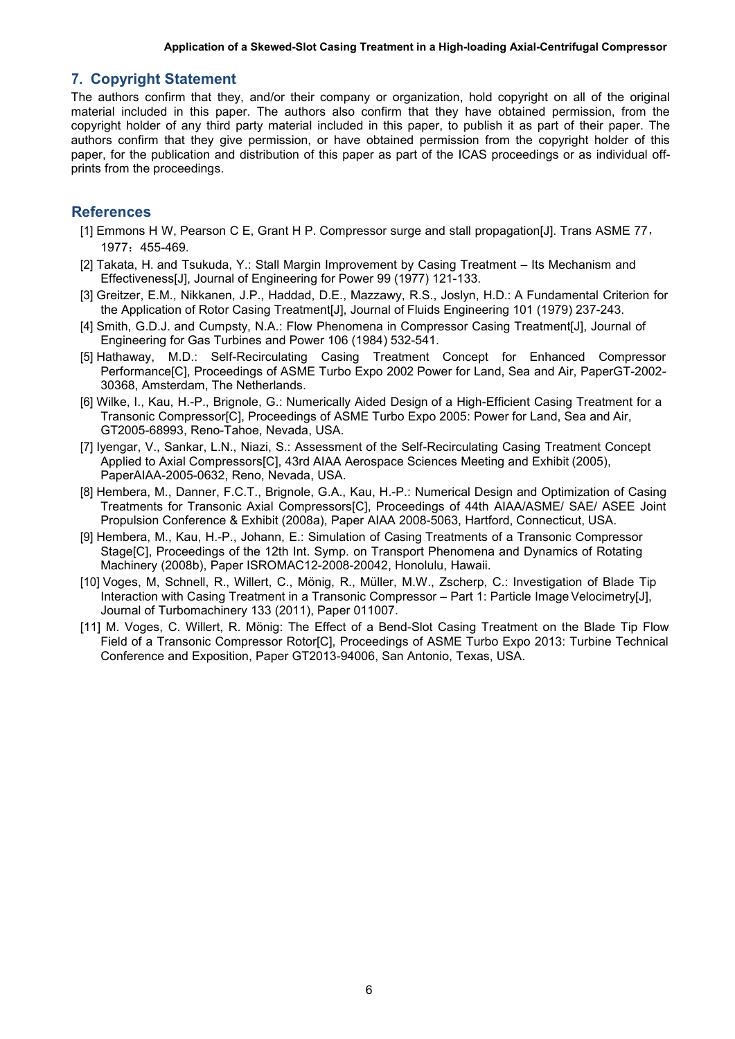## 7. Copyright Statement

The authors confirm that they, and/or their company or organization, hold copyright on all of the original material included in this paper. The authors also confirm that they have obtained permission, from the copyright holder of any third party material included in this paper, to publish it as part of their paper. The authors confirm that they give permission, or have obtained permission from the copyright holder of this paper, for the publication and distribution of this paper as part of the ICAS proceedings or as individual off-prints from the proceedings.

## References

[1] Emmons H W, Pearson C E, Grant H P. Compressor surge and stall propagation[J]. Trans ASME 77，1977：455-469.

[2] Takata, H. and Tsukuda, Y.: Stall Margin Improvement by Casing Treatment – Its Mechanism and Effectiveness[J], Journal of Engineering for Power 99 (1977) 121-133.

[3] Greitzer, E.M., Nikkanen, J.P., Haddad, D.E., Mazzawy, R.S., Joslyn, H.D.: A Fundamental Criterion for the Application of Rotor Casing Treatment[J], Journal of Fluids Engineering 101 (1979) 237-243.

[4] Smith, G.D.J. and Cumpsty, N.A.: Flow Phenomena in Compressor Casing Treatment[J], Journal of Engineering for Gas Turbines and Power 106 (1984) 532-541.

[5] Hathaway, M.D.: Self-Recirculating Casing Treatment Concept for Enhanced Compressor Performance[C], Proceedings of ASME Turbo Expo 2002 Power for Land, Sea and Air, PaperGT-2002-30368, Amsterdam, The Netherlands.

[6] Wilke, I., Kau, H.-P., Brignole, G.: Numerically Aided Design of a High-Efficient Casing Treatment for a Transonic Compressor[C], Proceedings of ASME Turbo Expo 2005: Power for Land, Sea and Air, GT2005-68993, Reno-Tahoe, Nevada, USA.

[7] Iyengar, V., Sankar, L.N., Niazi, S.: Assessment of the Self-Recirculating Casing Treatment Concept Applied to Axial Compressors[C], 43rd AIAA Aerospace Sciences Meeting and Exhibit (2005), PaperAIAA-2005-0632, Reno, Nevada, USA.

[8] Hembera, M., Danner, F.C.T., Brignole, G.A., Kau, H.-P.: Numerical Design and Optimization of Casing Treatments for Transonic Axial Compressors[C], Proceedings of 44th AIAA/ASME/ SAE/ ASEE Joint Propulsion Conference & Exhibit (2008a), Paper AIAA 2008-5063, Hartford, Connecticut, USA.

[9] Hembera, M., Kau, H.-P., Johann, E.: Simulation of Casing Treatments of a Transonic Compressor Stage[C], Proceedings of the 12th Int. Symp. on Transport Phenomena and Dynamics of Rotating Machinery (2008b), Paper ISROMAC12-2008-20042, Honolulu, Hawaii.

[10] Voges, M, Schnell, R., Willert, C., Mönig, R., Müller, M.W., Zscherp, C.: Investigation of Blade Tip Interaction with Casing Treatment in a Transonic Compressor – Part 1: Particle Image Velocimetry[J], Journal of Turbomachinery 133 (2011), Paper 011007.

[11] M. Voges, C. Willert, R. Mönig: The Effect of a Bend-Slot Casing Treatment on the Blade Tip Flow Field of a Transonic Compressor Rotor[C], Proceedings of ASME Turbo Expo 2013: Turbine Technical Conference and Exposition, Paper GT2013-94006, San Antonio, Texas, USA.